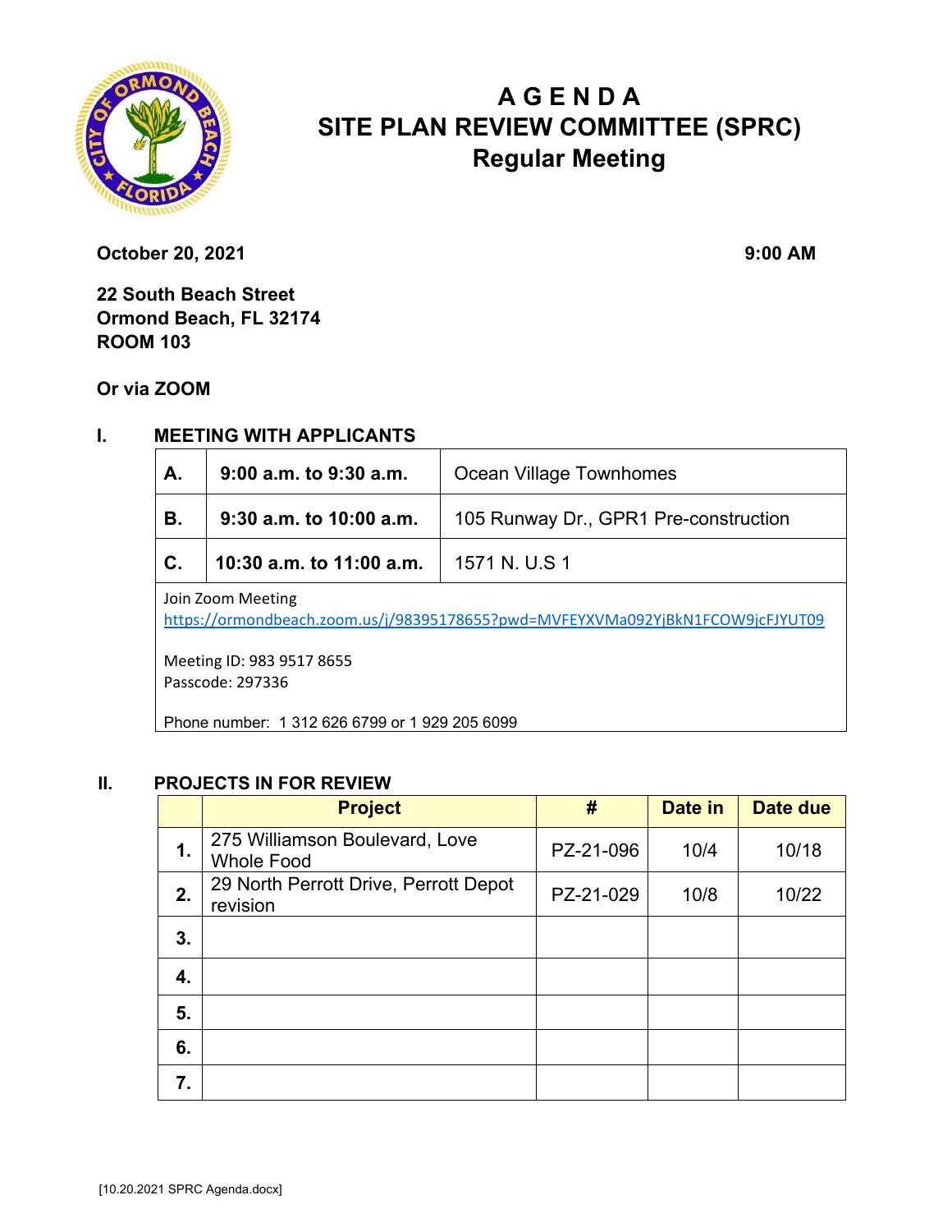# A G E N D A
# SITE PLAN REVIEW COMMITTEE (SPRC)
## Regular Meeting

**October 20, 2021** **9:00 AM**

**22 South Beach Street**
**Ormond Beach, FL 32174**
**ROOM 103**

**Or via ZOOM**

## I. MEETING WITH APPLICANTS

| | | |
|---|---|---|
| **A.** | **9:00 a.m. to 9:30 a.m.** | Ocean Village Townhomes |
| **B.** | **9:30 a.m. to 10:00 a.m.** | 105 Runway Dr., GPR1 Pre-construction |
| **C.** | **10:30 a.m. to 11:00 a.m.** | 1571 N. U.S 1 |

Join Zoom Meeting
https://ormondbeach.zoom.us/j/98395178655?pwd=MVFEYXVMa092YjBkN1FCOW9jcFJYUT09

Meeting ID: 983 9517 8655
Passcode: 297336

Phone number: 1 312 626 6799 or 1 929 205 6099

## II. PROJECTS IN FOR REVIEW

| | Project | # | Date in | Date due |
|---|---|---|---|---|
| **1.** | 275 Williamson Boulevard, Love Whole Food | PZ-21-096 | 10/4 | 10/18 |
| **2.** | 29 North Perrott Drive, Perrott Depot revision | PZ-21-029 | 10/8 | 10/22 |
| **3.** | | | | |
| **4.** | | | | |
| **5.** | | | | |
| **6.** | | | | |
| **7.** | | | | |

[10.20.2021 SPRC Agenda.docx]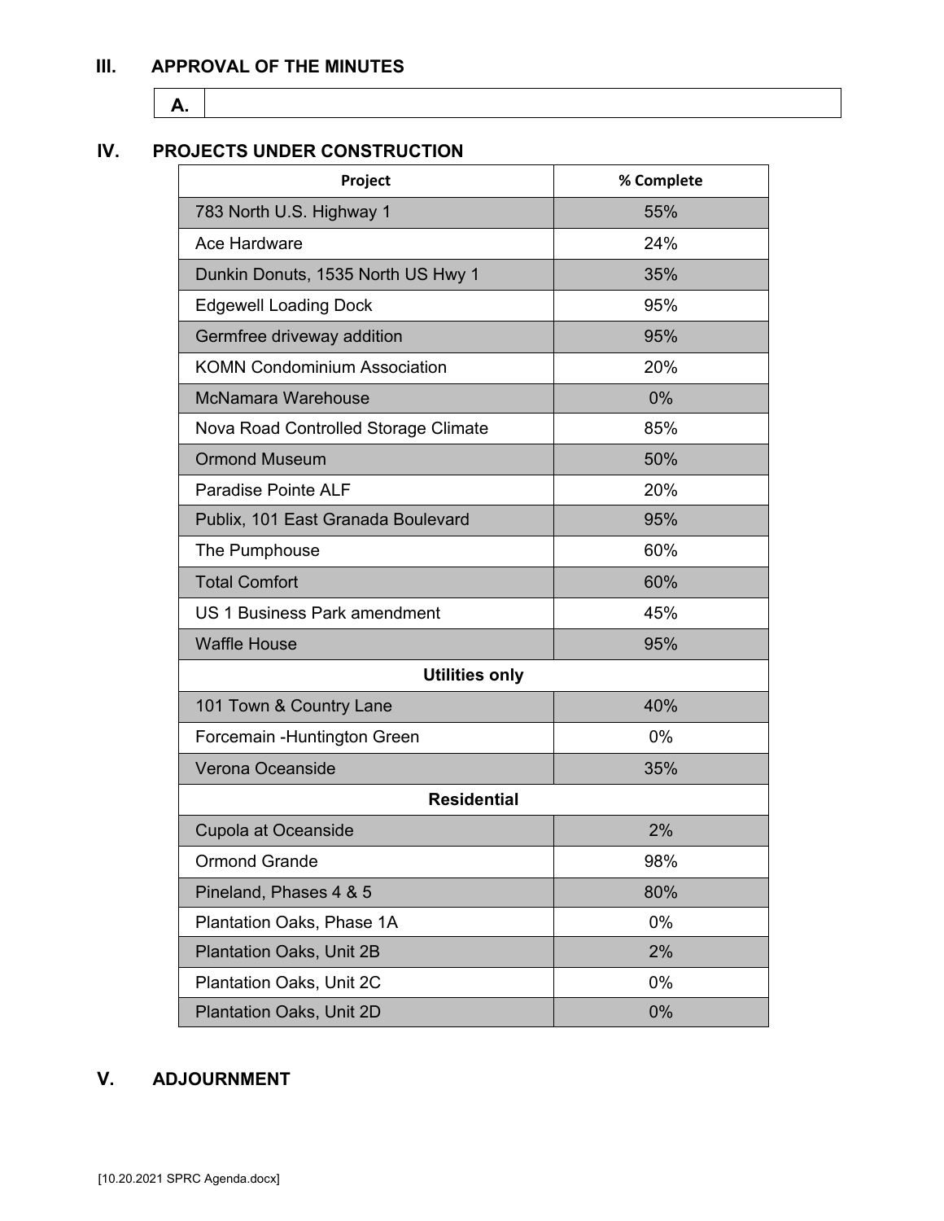## III. APPROVAL OF THE MINUTES

| A. | |
|---|---|

## IV. PROJECTS UNDER CONSTRUCTION

| Project | % Complete |
|---|---|
| 783 North U.S. Highway 1 | 55% |
| Ace Hardware | 24% |
| Dunkin Donuts, 1535 North US Hwy 1 | 35% |
| Edgewell Loading Dock | 95% |
| Germfree driveway addition | 95% |
| KOMN Condominium Association | 20% |
| McNamara Warehouse | 0% |
| Nova Road Controlled Storage Climate | 85% |
| Ormond Museum | 50% |
| Paradise Pointe ALF | 20% |
| Publix, 101 East Granada Boulevard | 95% |
| The Pumphouse | 60% |
| Total Comfort | 60% |
| US 1 Business Park amendment | 45% |
| Waffle House | 95% |
| **Utilities only** | |
| 101 Town & Country Lane | 40% |
| Forcemain -Huntington Green | 0% |
| Verona Oceanside | 35% |
| **Residential** | |
| Cupola at Oceanside | 2% |
| Ormond Grande | 98% |
| Pineland, Phases 4 & 5 | 80% |
| Plantation Oaks, Phase 1A | 0% |
| Plantation Oaks, Unit 2B | 2% |
| Plantation Oaks, Unit 2C | 0% |
| Plantation Oaks, Unit 2D | 0% |

## V. ADJOURNMENT

[10.20.2021 SPRC Agenda.docx]